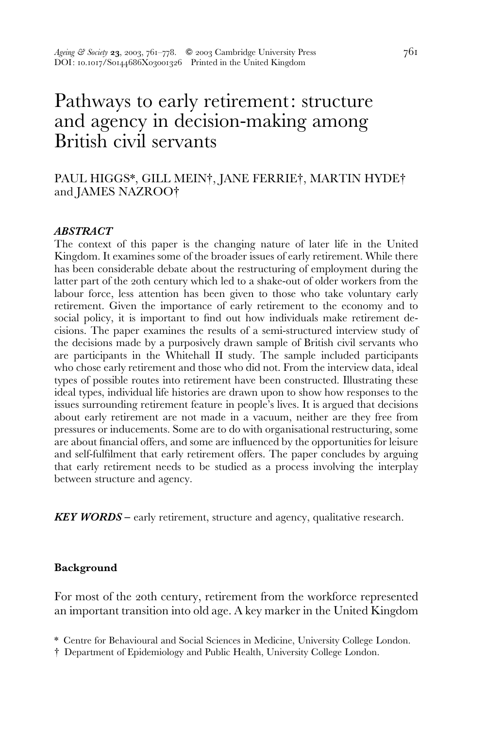# Pathways to early retirement: structure and agency in decision-making among British civil servants

PAUL HIGGS*, GILL MEIN†, JANE FERRIE†, MARTIN HYDE† and JAMES NAZROO†

***ABSTRACT***

The context of this paper is the changing nature of later life in the United Kingdom. It examines some of the broader issues of early retirement. While there has been considerable debate about the restructuring of employment during the latter part of the 20th century which led to a shake-out of older workers from the labour force, less attention has been given to those who take voluntary early retirement. Given the importance of early retirement to the economy and to social policy, it is important to find out how individuals make retirement decisions. The paper examines the results of a semi-structured interview study of the decisions made by a purposively drawn sample of British civil servants who are participants in the Whitehall II study. The sample included participants who chose early retirement and those who did not. From the interview data, ideal types of possible routes into retirement have been constructed. Illustrating these ideal types, individual life histories are drawn upon to show how responses to the issues surrounding retirement feature in people's lives. It is argued that decisions about early retirement are not made in a vacuum, neither are they free from pressures or inducements. Some are to do with organisational restructuring, some are about financial offers, and some are influenced by the opportunities for leisure and self-fulfilment that early retirement offers. The paper concludes by arguing that early retirement needs to be studied as a process involving the interplay between structure and agency.

***KEY WORDS*** – early retirement, structure and agency, qualitative research.

**Background**

For most of the 20th century, retirement from the workforce represented an important transition into old age. A key marker in the United Kingdom

\* Centre for Behavioural and Social Sciences in Medicine, University College London.

† Department of Epidemiology and Public Health, University College London.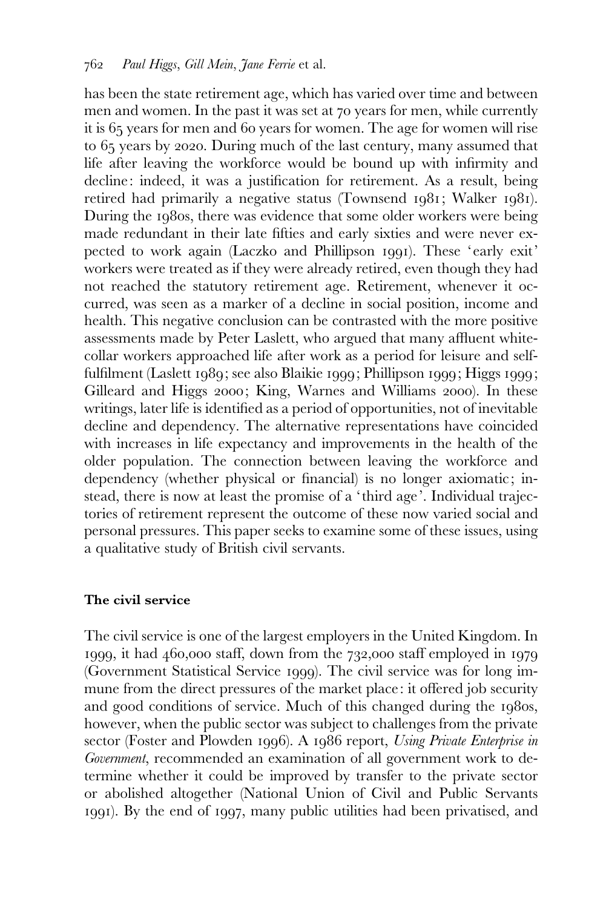has been the state retirement age, which has varied over time and between men and women. In the past it was set at 70 years for men, while currently it is 65 years for men and 60 years for women. The age for women will rise to 65 years by 2020. During much of the last century, many assumed that life after leaving the workforce would be bound up with infirmity and decline: indeed, it was a justification for retirement. As a result, being retired had primarily a negative status (Townsend 1981; Walker 1981). During the 1980s, there was evidence that some older workers were being made redundant in their late fifties and early sixties and were never expected to work again (Laczko and Phillipson 1991). These 'early exit' workers were treated as if they were already retired, even though they had not reached the statutory retirement age. Retirement, whenever it occurred, was seen as a marker of a decline in social position, income and health. This negative conclusion can be contrasted with the more positive assessments made by Peter Laslett, who argued that many affluent white-collar workers approached life after work as a period for leisure and self-fulfilment (Laslett 1989; see also Blaikie 1999; Phillipson 1999; Higgs 1999; Gilleard and Higgs 2000; King, Warnes and Williams 2000). In these writings, later life is identified as a period of opportunities, not of inevitable decline and dependency. The alternative representations have coincided with increases in life expectancy and improvements in the health of the older population. The connection between leaving the workforce and dependency (whether physical or financial) is no longer axiomatic; instead, there is now at least the promise of a 'third age'. Individual trajectories of retirement represent the outcome of these now varied social and personal pressures. This paper seeks to examine some of these issues, using a qualitative study of British civil servants.

## The civil service

The civil service is one of the largest employers in the United Kingdom. In 1999, it had 460,000 staff, down from the 732,000 staff employed in 1979 (Government Statistical Service 1999). The civil service was for long immune from the direct pressures of the market place: it offered job security and good conditions of service. Much of this changed during the 1980s, however, when the public sector was subject to challenges from the private sector (Foster and Plowden 1996). A 1986 report, *Using Private Enterprise in Government*, recommended an examination of all government work to determine whether it could be improved by transfer to the private sector or abolished altogether (National Union of Civil and Public Servants 1991). By the end of 1997, many public utilities had been privatised, and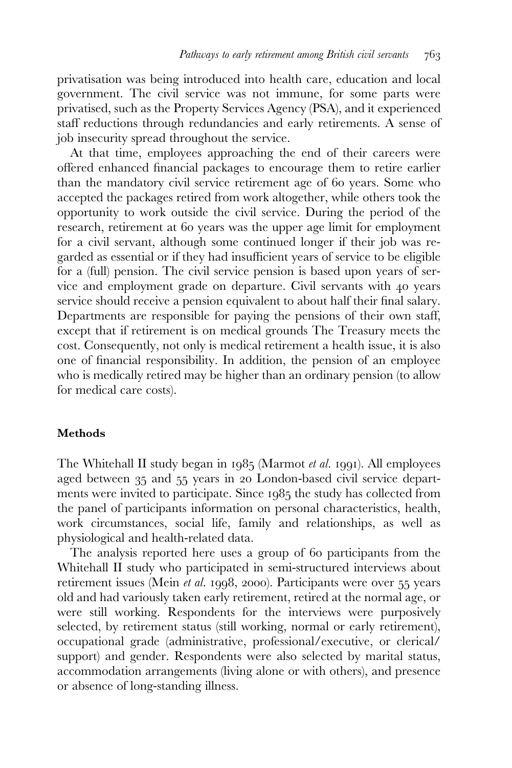privatisation was being introduced into health care, education and local government. The civil service was not immune, for some parts were privatised, such as the Property Services Agency (PSA), and it experienced staff reductions through redundancies and early retirements. A sense of job insecurity spread throughout the service.

At that time, employees approaching the end of their careers were offered enhanced financial packages to encourage them to retire earlier than the mandatory civil service retirement age of 60 years. Some who accepted the packages retired from work altogether, while others took the opportunity to work outside the civil service. During the period of the research, retirement at 60 years was the upper age limit for employment for a civil servant, although some continued longer if their job was regarded as essential or if they had insufficient years of service to be eligible for a (full) pension. The civil service pension is based upon years of service and employment grade on departure. Civil servants with 40 years service should receive a pension equivalent to about half their final salary. Departments are responsible for paying the pensions of their own staff, except that if retirement is on medical grounds The Treasury meets the cost. Consequently, not only is medical retirement a health issue, it is also one of financial responsibility. In addition, the pension of an employee who is medically retired may be higher than an ordinary pension (to allow for medical care costs).

## Methods

The Whitehall II study began in 1985 (Marmot *et al.* 1991). All employees aged between 35 and 55 years in 20 London-based civil service departments were invited to participate. Since 1985 the study has collected from the panel of participants information on personal characteristics, health, work circumstances, social life, family and relationships, as well as physiological and health-related data.

The analysis reported here uses a group of 60 participants from the Whitehall II study who participated in semi-structured interviews about retirement issues (Mein *et al.* 1998, 2000). Participants were over 55 years old and had variously taken early retirement, retired at the normal age, or were still working. Respondents for the interviews were purposively selected, by retirement status (still working, normal or early retirement), occupational grade (administrative, professional/executive, or clerical/support) and gender. Respondents were also selected by marital status, accommodation arrangements (living alone or with others), and presence or absence of long-standing illness.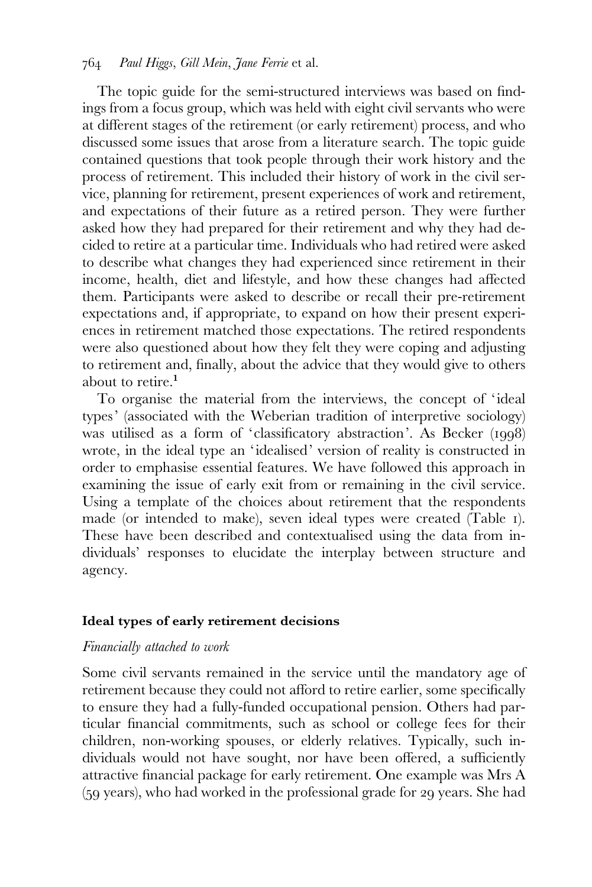The topic guide for the semi-structured interviews was based on findings from a focus group, which was held with eight civil servants who were at different stages of the retirement (or early retirement) process, and who discussed some issues that arose from a literature search. The topic guide contained questions that took people through their work history and the process of retirement. This included their history of work in the civil service, planning for retirement, present experiences of work and retirement, and expectations of their future as a retired person. They were further asked how they had prepared for their retirement and why they had decided to retire at a particular time. Individuals who had retired were asked to describe what changes they had experienced since retirement in their income, health, diet and lifestyle, and how these changes had affected them. Participants were asked to describe or recall their pre-retirement expectations and, if appropriate, to expand on how their present experiences in retirement matched those expectations. The retired respondents were also questioned about how they felt they were coping and adjusting to retirement and, finally, about the advice that they would give to others about to retire.[1]

To organise the material from the interviews, the concept of 'ideal types' (associated with the Weberian tradition of interpretive sociology) was utilised as a form of 'classificatory abstraction'. As Becker (1998) wrote, in the ideal type an 'idealised' version of reality is constructed in order to emphasise essential features. We have followed this approach in examining the issue of early exit from or remaining in the civil service. Using a template of the choices about retirement that the respondents made (or intended to make), seven ideal types were created (Table 1). These have been described and contextualised using the data from individuals' responses to elucidate the interplay between structure and agency.

## Ideal types of early retirement decisions

### *Financially attached to work*

Some civil servants remained in the service until the mandatory age of retirement because they could not afford to retire earlier, some specifically to ensure they had a fully-funded occupational pension. Others had particular financial commitments, such as school or college fees for their children, non-working spouses, or elderly relatives. Typically, such individuals would not have sought, nor have been offered, a sufficiently attractive financial package for early retirement. One example was Mrs A (59 years), who had worked in the professional grade for 29 years. She had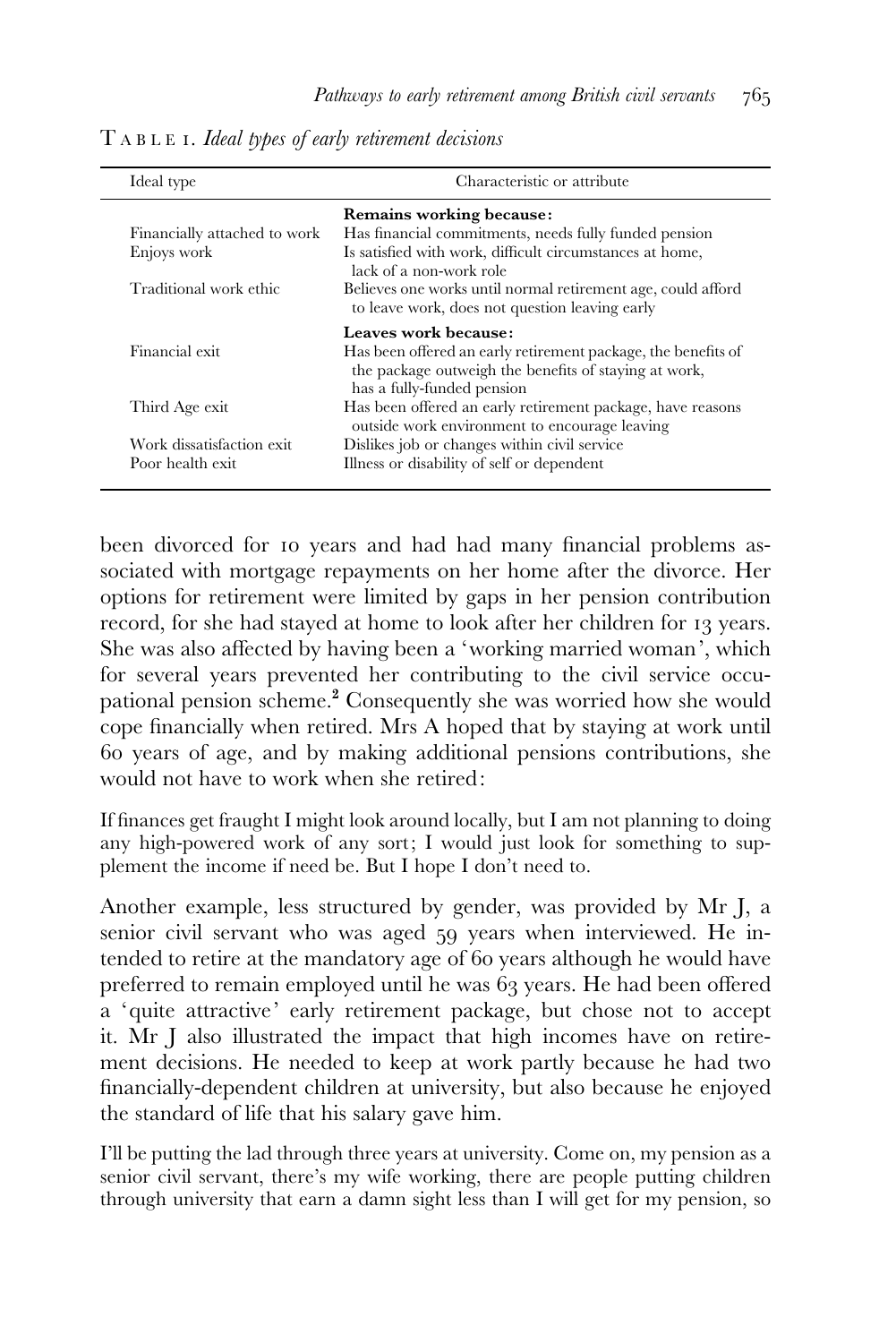TABLE 1. *Ideal types of early retirement decisions*

| Ideal type | Characteristic or attribute |
|---|---|
| | **Remains working because:** |
| Financially attached to work | Has financial commitments, needs fully funded pension |
| Enjoys work | Is satisfied with work, difficult circumstances at home, lack of a non-work role |
| Traditional work ethic | Believes one works until normal retirement age, could afford to leave work, does not question leaving early |
| | **Leaves work because:** |
| Financial exit | Has been offered an early retirement package, the benefits of the package outweigh the benefits of staying at work, has a fully-funded pension |
| Third Age exit | Has been offered an early retirement package, have reasons outside work environment to encourage leaving |
| Work dissatisfaction exit | Dislikes job or changes within civil service |
| Poor health exit | Illness or disability of self or dependent |

been divorced for 10 years and had had many financial problems associated with mortgage repayments on her home after the divorce. Her options for retirement were limited by gaps in her pension contribution record, for she had stayed at home to look after her children for 13 years. She was also affected by having been a 'working married woman', which for several years prevented her contributing to the civil service occupational pension scheme.[2] Consequently she was worried how she would cope financially when retired. Mrs A hoped that by staying at work until 60 years of age, and by making additional pensions contributions, she would not have to work when she retired:

> If finances get fraught I might look around locally, but I am not planning to doing any high-powered work of any sort; I would just look for something to supplement the income if need be. But I hope I don't need to.

Another example, less structured by gender, was provided by Mr J, a senior civil servant who was aged 59 years when interviewed. He intended to retire at the mandatory age of 60 years although he would have preferred to remain employed until he was 63 years. He had been offered a 'quite attractive' early retirement package, but chose not to accept it. Mr J also illustrated the impact that high incomes have on retirement decisions. He needed to keep at work partly because he had two financially-dependent children at university, but also because he enjoyed the standard of life that his salary gave him.

> I'll be putting the lad through three years at university. Come on, my pension as a senior civil servant, there's my wife working, there are people putting children through university that earn a damn sight less than I will get for my pension, so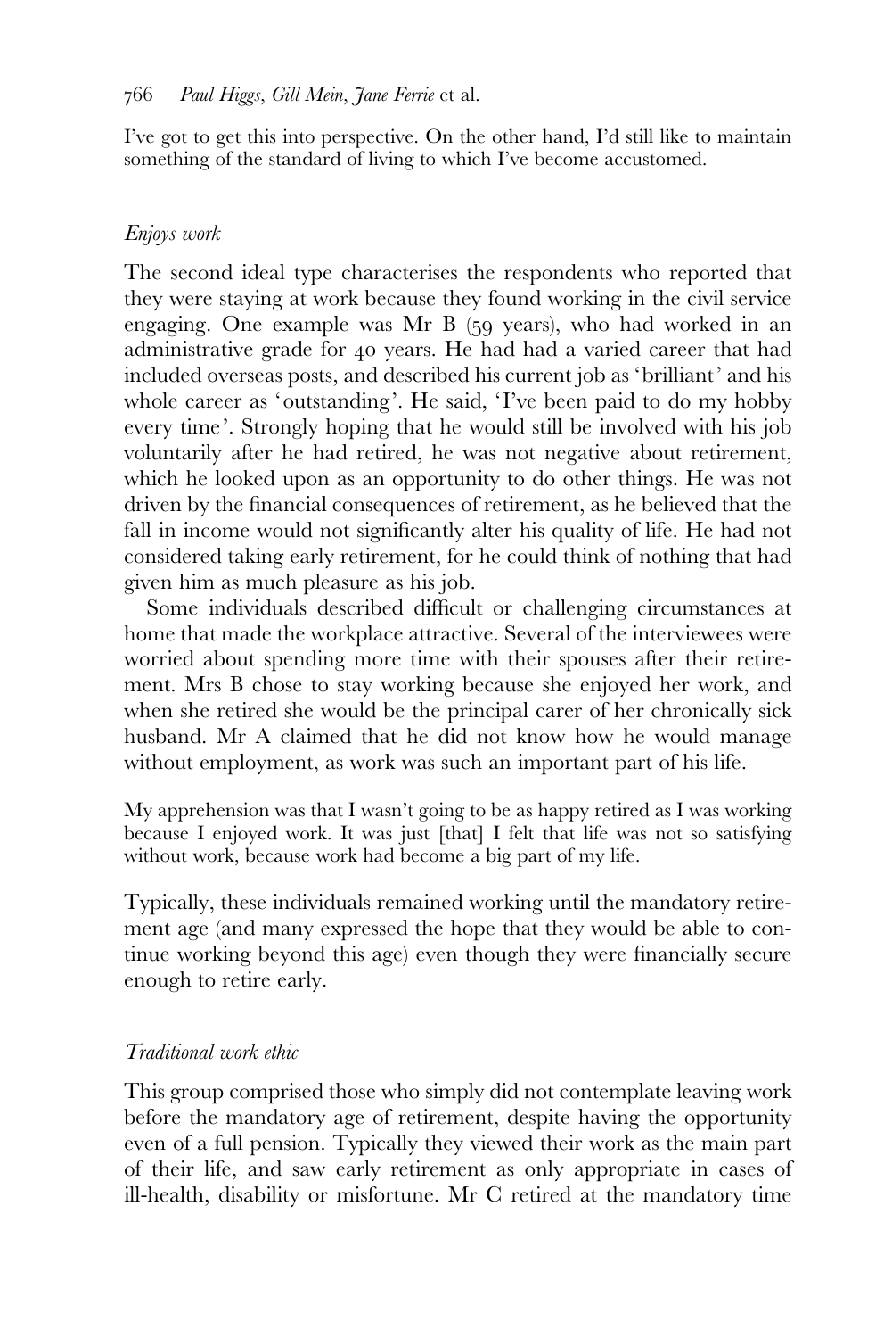I've got to get this into perspective. On the other hand, I'd still like to maintain something of the standard of living to which I've become accustomed.

### *Enjoys work*

The second ideal type characterises the respondents who reported that they were staying at work because they found working in the civil service engaging. One example was Mr B (59 years), who had worked in an administrative grade for 40 years. He had had a varied career that had included overseas posts, and described his current job as 'brilliant' and his whole career as 'outstanding'. He said, 'I've been paid to do my hobby every time'. Strongly hoping that he would still be involved with his job voluntarily after he had retired, he was not negative about retirement, which he looked upon as an opportunity to do other things. He was not driven by the financial consequences of retirement, as he believed that the fall in income would not significantly alter his quality of life. He had not considered taking early retirement, for he could think of nothing that had given him as much pleasure as his job.

Some individuals described difficult or challenging circumstances at home that made the workplace attractive. Several of the interviewees were worried about spending more time with their spouses after their retirement. Mrs B chose to stay working because she enjoyed her work, and when she retired she would be the principal carer of her chronically sick husband. Mr A claimed that he did not know how he would manage without employment, as work was such an important part of his life.

> My apprehension was that I wasn't going to be as happy retired as I was working because I enjoyed work. It was just [that] I felt that life was not so satisfying without work, because work had become a big part of my life.

Typically, these individuals remained working until the mandatory retirement age (and many expressed the hope that they would be able to continue working beyond this age) even though they were financially secure enough to retire early.

### *Traditional work ethic*

This group comprised those who simply did not contemplate leaving work before the mandatory age of retirement, despite having the opportunity even of a full pension. Typically they viewed their work as the main part of their life, and saw early retirement as only appropriate in cases of ill-health, disability or misfortune. Mr C retired at the mandatory time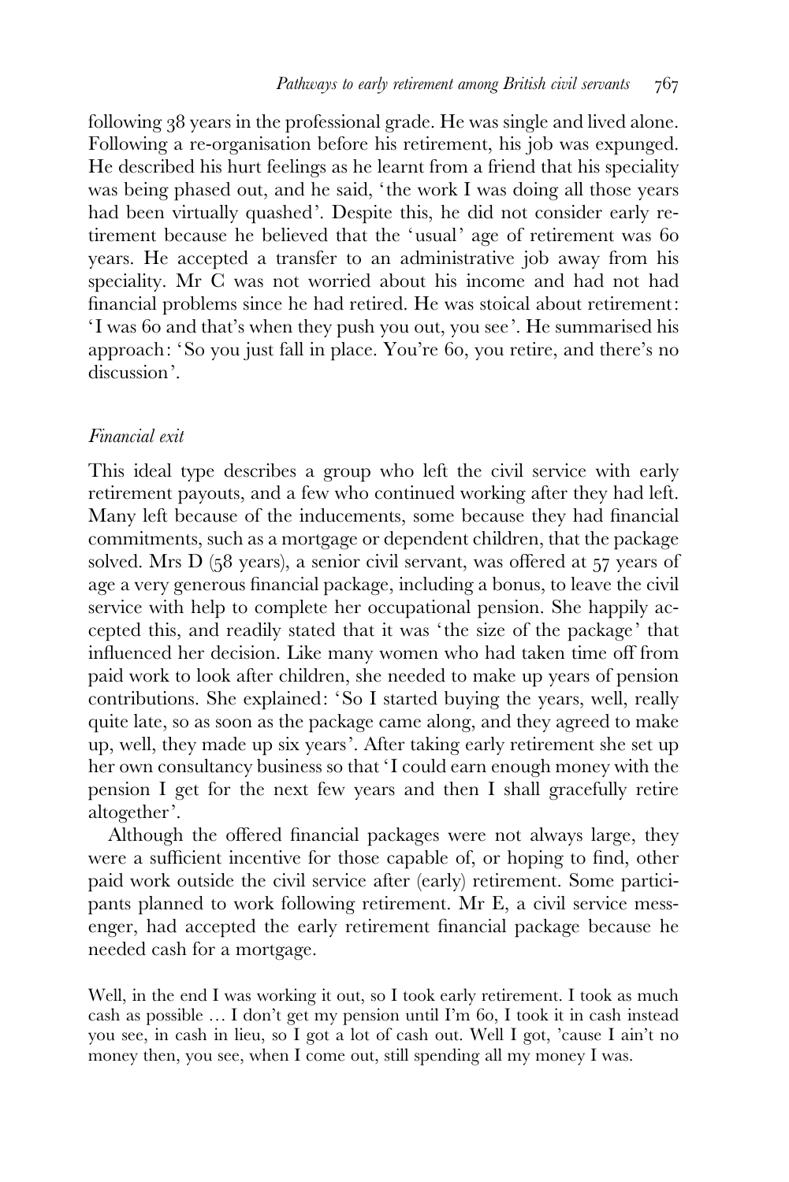following 38 years in the professional grade. He was single and lived alone. Following a re-organisation before his retirement, his job was expunged. He described his hurt feelings as he learnt from a friend that his speciality was being phased out, and he said, 'the work I was doing all those years had been virtually quashed'. Despite this, he did not consider early retirement because he believed that the 'usual' age of retirement was 60 years. He accepted a transfer to an administrative job away from his speciality. Mr C was not worried about his income and had not had financial problems since he had retired. He was stoical about retirement: 'I was 60 and that's when they push you out, you see'. He summarised his approach: 'So you just fall in place. You're 60, you retire, and there's no discussion'.

### *Financial exit*

This ideal type describes a group who left the civil service with early retirement payouts, and a few who continued working after they had left. Many left because of the inducements, some because they had financial commitments, such as a mortgage or dependent children, that the package solved. Mrs D (58 years), a senior civil servant, was offered at 57 years of age a very generous financial package, including a bonus, to leave the civil service with help to complete her occupational pension. She happily accepted this, and readily stated that it was 'the size of the package' that influenced her decision. Like many women who had taken time off from paid work to look after children, she needed to make up years of pension contributions. She explained: 'So I started buying the years, well, really quite late, so as soon as the package came along, and they agreed to make up, well, they made up six years'. After taking early retirement she set up her own consultancy business so that 'I could earn enough money with the pension I get for the next few years and then I shall gracefully retire altogether'.

Although the offered financial packages were not always large, they were a sufficient incentive for those capable of, or hoping to find, other paid work outside the civil service after (early) retirement. Some participants planned to work following retirement. Mr E, a civil service messenger, had accepted the early retirement financial package because he needed cash for a mortgage.

> Well, in the end I was working it out, so I took early retirement. I took as much cash as possible … I don't get my pension until I'm 60, I took it in cash instead you see, in cash in lieu, so I got a lot of cash out. Well I got, 'cause I ain't no money then, you see, when I come out, still spending all my money I was.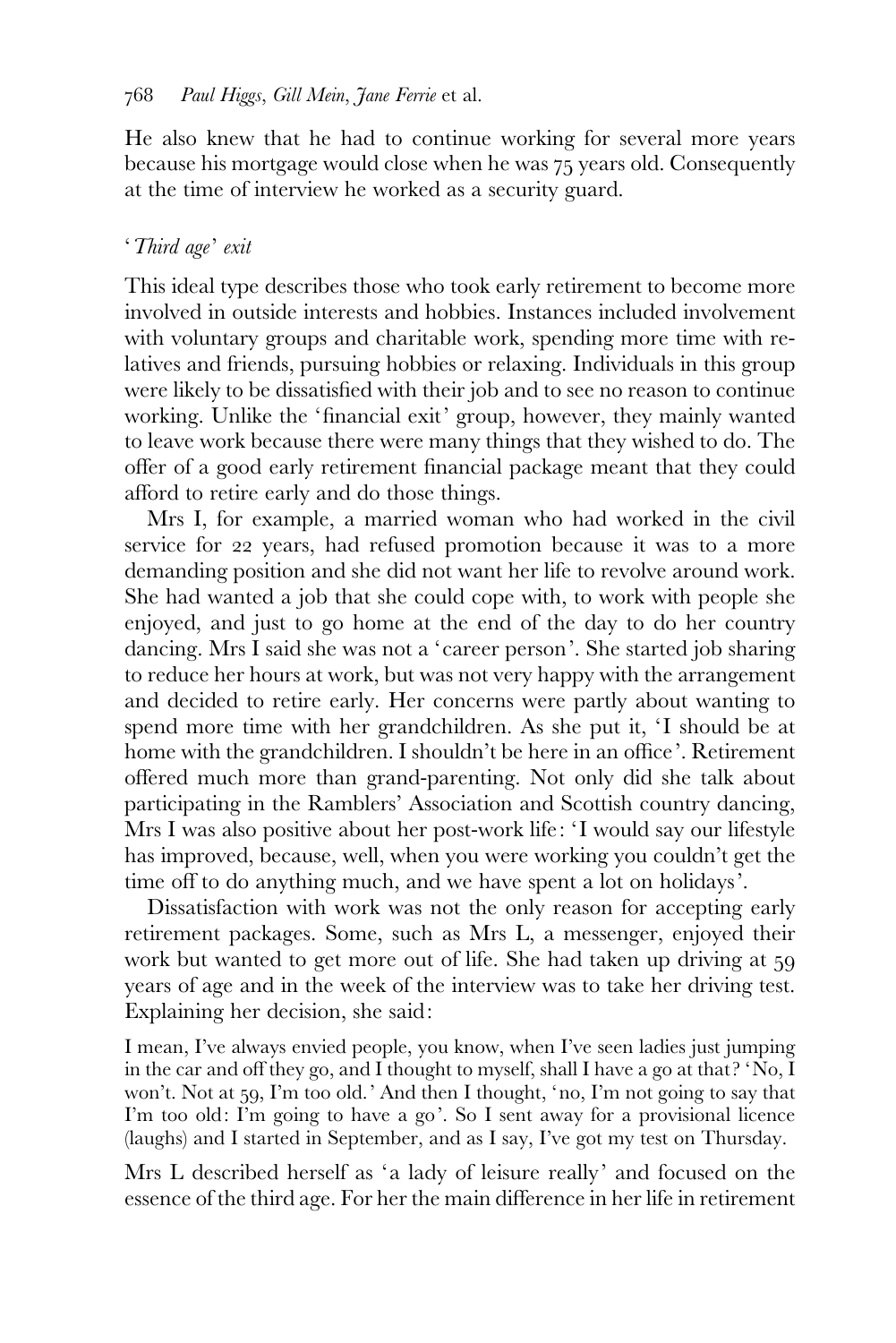He also knew that he had to continue working for several more years because his mortgage would close when he was 75 years old. Consequently at the time of interview he worked as a security guard.

### '*Third age*' *exit*

This ideal type describes those who took early retirement to become more involved in outside interests and hobbies. Instances included involvement with voluntary groups and charitable work, spending more time with relatives and friends, pursuing hobbies or relaxing. Individuals in this group were likely to be dissatisfied with their job and to see no reason to continue working. Unlike the 'financial exit' group, however, they mainly wanted to leave work because there were many things that they wished to do. The offer of a good early retirement financial package meant that they could afford to retire early and do those things.

Mrs I, for example, a married woman who had worked in the civil service for 22 years, had refused promotion because it was to a more demanding position and she did not want her life to revolve around work. She had wanted a job that she could cope with, to work with people she enjoyed, and just to go home at the end of the day to do her country dancing. Mrs I said she was not a 'career person'. She started job sharing to reduce her hours at work, but was not very happy with the arrangement and decided to retire early. Her concerns were partly about wanting to spend more time with her grandchildren. As she put it, 'I should be at home with the grandchildren. I shouldn't be here in an office'. Retirement offered much more than grand-parenting. Not only did she talk about participating in the Ramblers' Association and Scottish country dancing, Mrs I was also positive about her post-work life: 'I would say our lifestyle has improved, because, well, when you were working you couldn't get the time off to do anything much, and we have spent a lot on holidays'.

Dissatisfaction with work was not the only reason for accepting early retirement packages. Some, such as Mrs L, a messenger, enjoyed their work but wanted to get more out of life. She had taken up driving at 59 years of age and in the week of the interview was to take her driving test. Explaining her decision, she said:

> I mean, I've always envied people, you know, when I've seen ladies just jumping in the car and off they go, and I thought to myself, shall I have a go at that? 'No, I won't. Not at 59, I'm too old.' And then I thought, 'no, I'm not going to say that I'm too old: I'm going to have a go'. So I sent away for a provisional licence (laughs) and I started in September, and as I say, I've got my test on Thursday.

Mrs L described herself as 'a lady of leisure really' and focused on the essence of the third age. For her the main difference in her life in retirement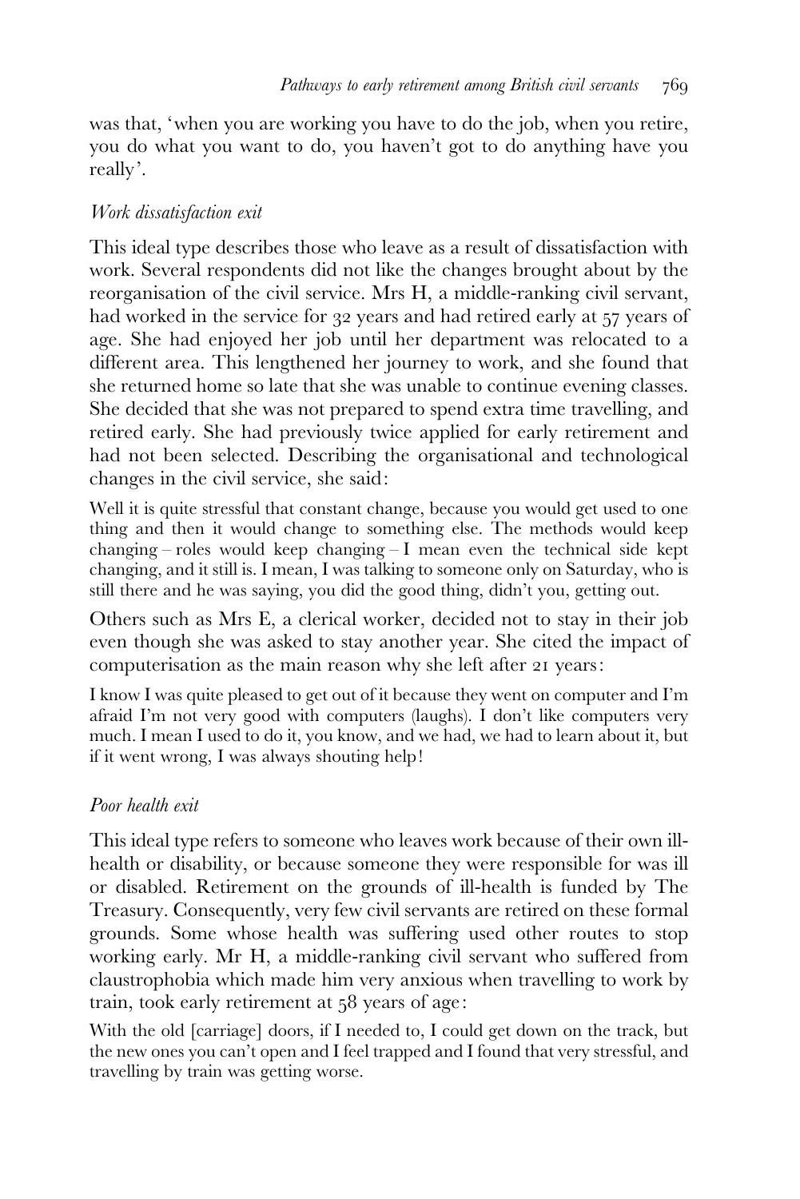was that, 'when you are working you have to do the job, when you retire, you do what you want to do, you haven't got to do anything have you really'.

### *Work dissatisfaction exit*

This ideal type describes those who leave as a result of dissatisfaction with work. Several respondents did not like the changes brought about by the reorganisation of the civil service. Mrs H, a middle-ranking civil servant, had worked in the service for 32 years and had retired early at 57 years of age. She had enjoyed her job until her department was relocated to a different area. This lengthened her journey to work, and she found that she returned home so late that she was unable to continue evening classes. She decided that she was not prepared to spend extra time travelling, and retired early. She had previously twice applied for early retirement and had not been selected. Describing the organisational and technological changes in the civil service, she said:

> Well it is quite stressful that constant change, because you would get used to one thing and then it would change to something else. The methods would keep changing – roles would keep changing – I mean even the technical side kept changing, and it still is. I mean, I was talking to someone only on Saturday, who is still there and he was saying, you did the good thing, didn't you, getting out.

Others such as Mrs E, a clerical worker, decided not to stay in their job even though she was asked to stay another year. She cited the impact of computerisation as the main reason why she left after 21 years:

> I know I was quite pleased to get out of it because they went on computer and I'm afraid I'm not very good with computers (laughs). I don't like computers very much. I mean I used to do it, you know, and we had, we had to learn about it, but if it went wrong, I was always shouting help!

### *Poor health exit*

This ideal type refers to someone who leaves work because of their own ill-health or disability, or because someone they were responsible for was ill or disabled. Retirement on the grounds of ill-health is funded by The Treasury. Consequently, very few civil servants are retired on these formal grounds. Some whose health was suffering used other routes to stop working early. Mr H, a middle-ranking civil servant who suffered from claustrophobia which made him very anxious when travelling to work by train, took early retirement at 58 years of age:

> With the old [carriage] doors, if I needed to, I could get down on the track, but the new ones you can't open and I feel trapped and I found that very stressful, and travelling by train was getting worse.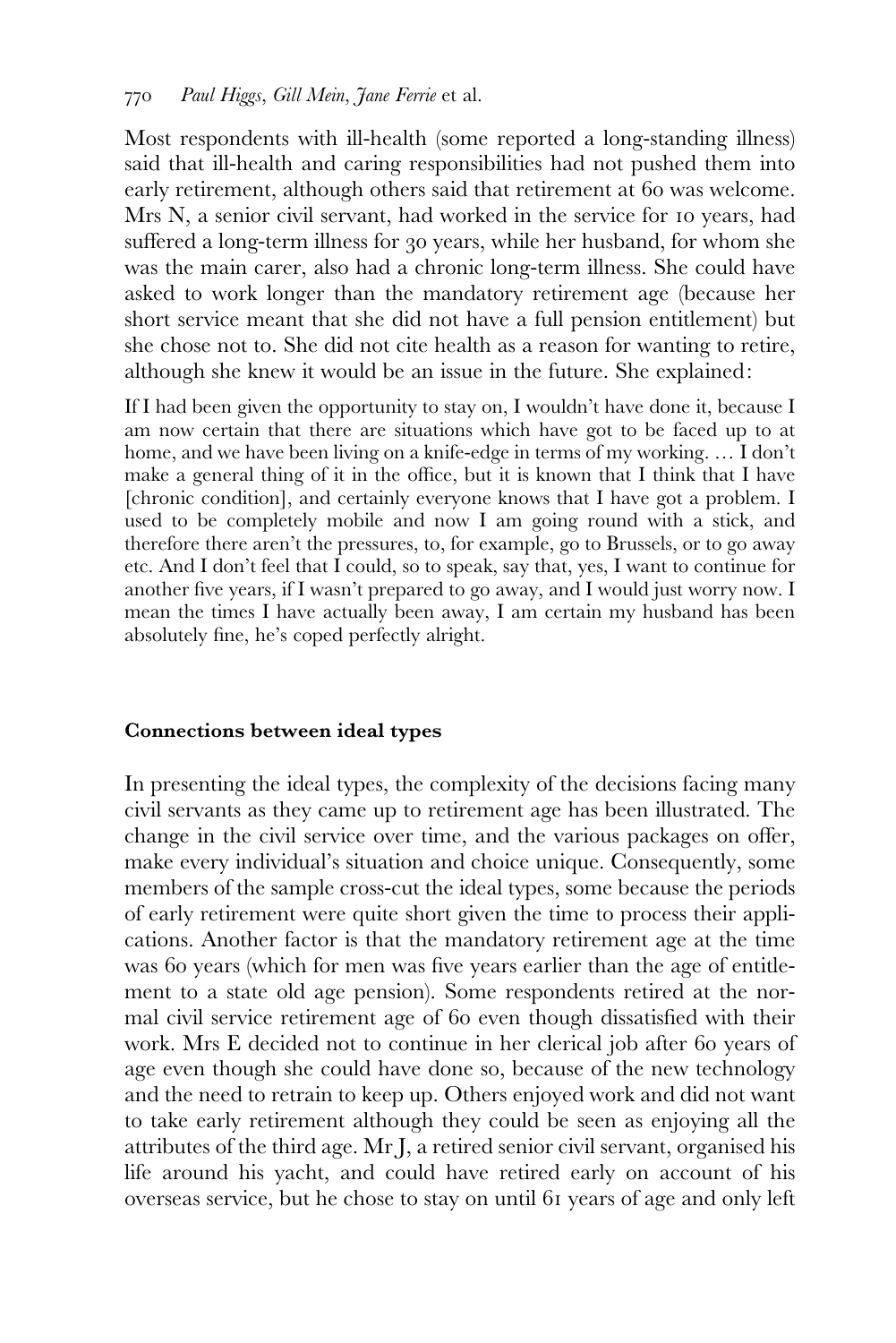Most respondents with ill-health (some reported a long-standing illness) said that ill-health and caring responsibilities had not pushed them into early retirement, although others said that retirement at 60 was welcome. Mrs N, a senior civil servant, had worked in the service for 10 years, had suffered a long-term illness for 30 years, while her husband, for whom she was the main carer, also had a chronic long-term illness. She could have asked to work longer than the mandatory retirement age (because her short service meant that she did not have a full pension entitlement) but she chose not to. She did not cite health as a reason for wanting to retire, although she knew it would be an issue in the future. She explained:

> If I had been given the opportunity to stay on, I wouldn't have done it, because I am now certain that there are situations which have got to be faced up to at home, and we have been living on a knife-edge in terms of my working. … I don't make a general thing of it in the office, but it is known that I think that I have [chronic condition], and certainly everyone knows that I have got a problem. I used to be completely mobile and now I am going round with a stick, and therefore there aren't the pressures, to, for example, go to Brussels, or to go away etc. And I don't feel that I could, so to speak, say that, yes, I want to continue for another five years, if I wasn't prepared to go away, and I would just worry now. I mean the times I have actually been away, I am certain my husband has been absolutely fine, he's coped perfectly alright.

### Connections between ideal types

In presenting the ideal types, the complexity of the decisions facing many civil servants as they came up to retirement age has been illustrated. The change in the civil service over time, and the various packages on offer, make every individual's situation and choice unique. Consequently, some members of the sample cross-cut the ideal types, some because the periods of early retirement were quite short given the time to process their applications. Another factor is that the mandatory retirement age at the time was 60 years (which for men was five years earlier than the age of entitlement to a state old age pension). Some respondents retired at the normal civil service retirement age of 60 even though dissatisfied with their work. Mrs E decided not to continue in her clerical job after 60 years of age even though she could have done so, because of the new technology and the need to retrain to keep up. Others enjoyed work and did not want to take early retirement although they could be seen as enjoying all the attributes of the third age. Mr J, a retired senior civil servant, organised his life around his yacht, and could have retired early on account of his overseas service, but he chose to stay on until 61 years of age and only left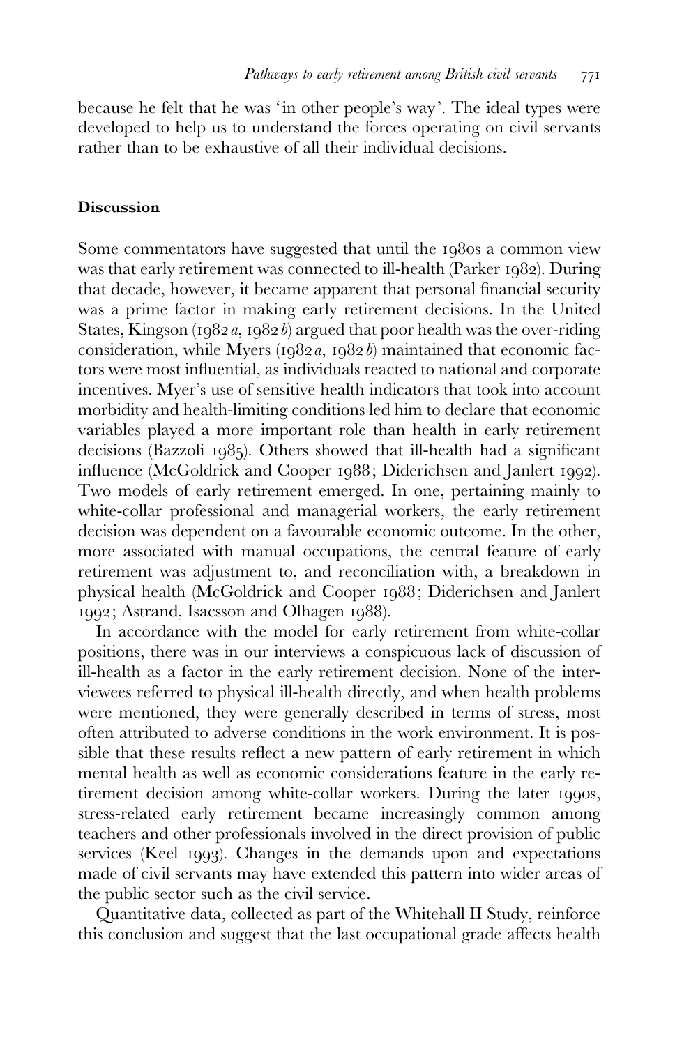because he felt that he was 'in other people's way'. The ideal types were developed to help us to understand the forces operating on civil servants rather than to be exhaustive of all their individual decisions.

## Discussion

Some commentators have suggested that until the 1980s a common view was that early retirement was connected to ill-health (Parker 1982). During that decade, however, it became apparent that personal financial security was a prime factor in making early retirement decisions. In the United States, Kingson (1982*a*, 1982*b*) argued that poor health was the over-riding consideration, while Myers (1982*a*, 1982*b*) maintained that economic factors were most influential, as individuals reacted to national and corporate incentives. Myer's use of sensitive health indicators that took into account morbidity and health-limiting conditions led him to declare that economic variables played a more important role than health in early retirement decisions (Bazzoli 1985). Others showed that ill-health had a significant influence (McGoldrick and Cooper 1988; Diderichsen and Janlert 1992). Two models of early retirement emerged. In one, pertaining mainly to white-collar professional and managerial workers, the early retirement decision was dependent on a favourable economic outcome. In the other, more associated with manual occupations, the central feature of early retirement was adjustment to, and reconciliation with, a breakdown in physical health (McGoldrick and Cooper 1988; Diderichsen and Janlert 1992; Astrand, Isacsson and Olhagen 1988).

In accordance with the model for early retirement from white-collar positions, there was in our interviews a conspicuous lack of discussion of ill-health as a factor in the early retirement decision. None of the interviewees referred to physical ill-health directly, and when health problems were mentioned, they were generally described in terms of stress, most often attributed to adverse conditions in the work environment. It is possible that these results reflect a new pattern of early retirement in which mental health as well as economic considerations feature in the early retirement decision among white-collar workers. During the later 1990s, stress-related early retirement became increasingly common among teachers and other professionals involved in the direct provision of public services (Keel 1993). Changes in the demands upon and expectations made of civil servants may have extended this pattern into wider areas of the public sector such as the civil service.

Quantitative data, collected as part of the Whitehall II Study, reinforce this conclusion and suggest that the last occupational grade affects health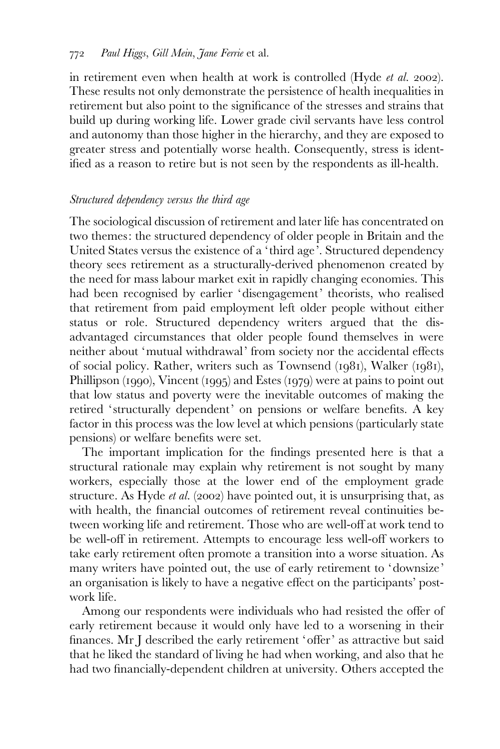in retirement even when health at work is controlled (Hyde *et al.* 2002). These results not only demonstrate the persistence of health inequalities in retirement but also point to the significance of the stresses and strains that build up during working life. Lower grade civil servants have less control and autonomy than those higher in the hierarchy, and they are exposed to greater stress and potentially worse health. Consequently, stress is identified as a reason to retire but is not seen by the respondents as ill-health.

### *Structured dependency versus the third age*

The sociological discussion of retirement and later life has concentrated on two themes: the structured dependency of older people in Britain and the United States versus the existence of a 'third age'. Structured dependency theory sees retirement as a structurally-derived phenomenon created by the need for mass labour market exit in rapidly changing economies. This had been recognised by earlier 'disengagement' theorists, who realised that retirement from paid employment left older people without either status or role. Structured dependency writers argued that the disadvantaged circumstances that older people found themselves in were neither about 'mutual withdrawal' from society nor the accidental effects of social policy. Rather, writers such as Townsend (1981), Walker (1981), Phillipson (1990), Vincent (1995) and Estes (1979) were at pains to point out that low status and poverty were the inevitable outcomes of making the retired 'structurally dependent' on pensions or welfare benefits. A key factor in this process was the low level at which pensions (particularly state pensions) or welfare benefits were set.

The important implication for the findings presented here is that a structural rationale may explain why retirement is not sought by many workers, especially those at the lower end of the employment grade structure. As Hyde *et al.* (2002) have pointed out, it is unsurprising that, as with health, the financial outcomes of retirement reveal continuities between working life and retirement. Those who are well-off at work tend to be well-off in retirement. Attempts to encourage less well-off workers to take early retirement often promote a transition into a worse situation. As many writers have pointed out, the use of early retirement to 'downsize' an organisation is likely to have a negative effect on the participants' post-work life.

Among our respondents were individuals who had resisted the offer of early retirement because it would only have led to a worsening in their finances. Mr J described the early retirement 'offer' as attractive but said that he liked the standard of living he had when working, and also that he had two financially-dependent children at university. Others accepted the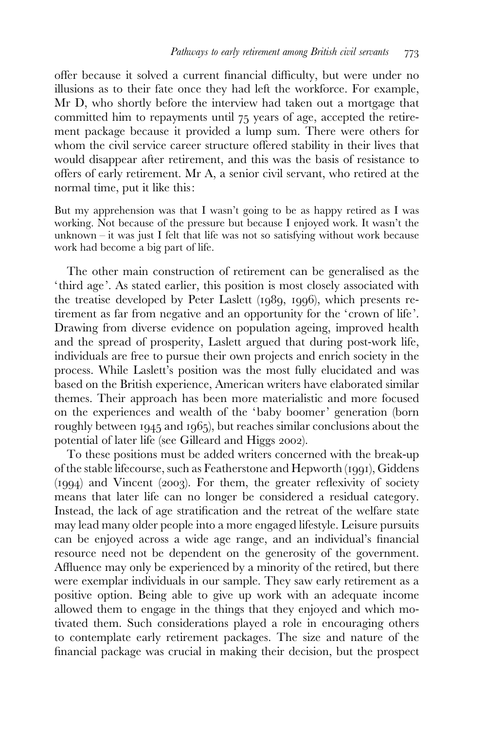offer because it solved a current financial difficulty, but were under no illusions as to their fate once they had left the workforce. For example, Mr D, who shortly before the interview had taken out a mortgage that committed him to repayments until 75 years of age, accepted the retirement package because it provided a lump sum. There were others for whom the civil service career structure offered stability in their lives that would disappear after retirement, and this was the basis of resistance to offers of early retirement. Mr A, a senior civil servant, who retired at the normal time, put it like this:

> But my apprehension was that I wasn't going to be as happy retired as I was working. Not because of the pressure but because I enjoyed work. It wasn't the unknown – it was just I felt that life was not so satisfying without work because work had become a big part of life.

The other main construction of retirement can be generalised as the 'third age'. As stated earlier, this position is most closely associated with the treatise developed by Peter Laslett (1989, 1996), which presents retirement as far from negative and an opportunity for the 'crown of life'. Drawing from diverse evidence on population ageing, improved health and the spread of prosperity, Laslett argued that during post-work life, individuals are free to pursue their own projects and enrich society in the process. While Laslett's position was the most fully elucidated and was based on the British experience, American writers have elaborated similar themes. Their approach has been more materialistic and more focused on the experiences and wealth of the 'baby boomer' generation (born roughly between 1945 and 1965), but reaches similar conclusions about the potential of later life (see Gilleard and Higgs 2002).

To these positions must be added writers concerned with the break-up of the stable lifecourse, such as Featherstone and Hepworth (1991), Giddens (1994) and Vincent (2003). For them, the greater reflexivity of society means that later life can no longer be considered a residual category. Instead, the lack of age stratification and the retreat of the welfare state may lead many older people into a more engaged lifestyle. Leisure pursuits can be enjoyed across a wide age range, and an individual's financial resource need not be dependent on the generosity of the government. Affluence may only be experienced by a minority of the retired, but there were exemplar individuals in our sample. They saw early retirement as a positive option. Being able to give up work with an adequate income allowed them to engage in the things that they enjoyed and which motivated them. Such considerations played a role in encouraging others to contemplate early retirement packages. The size and nature of the financial package was crucial in making their decision, but the prospect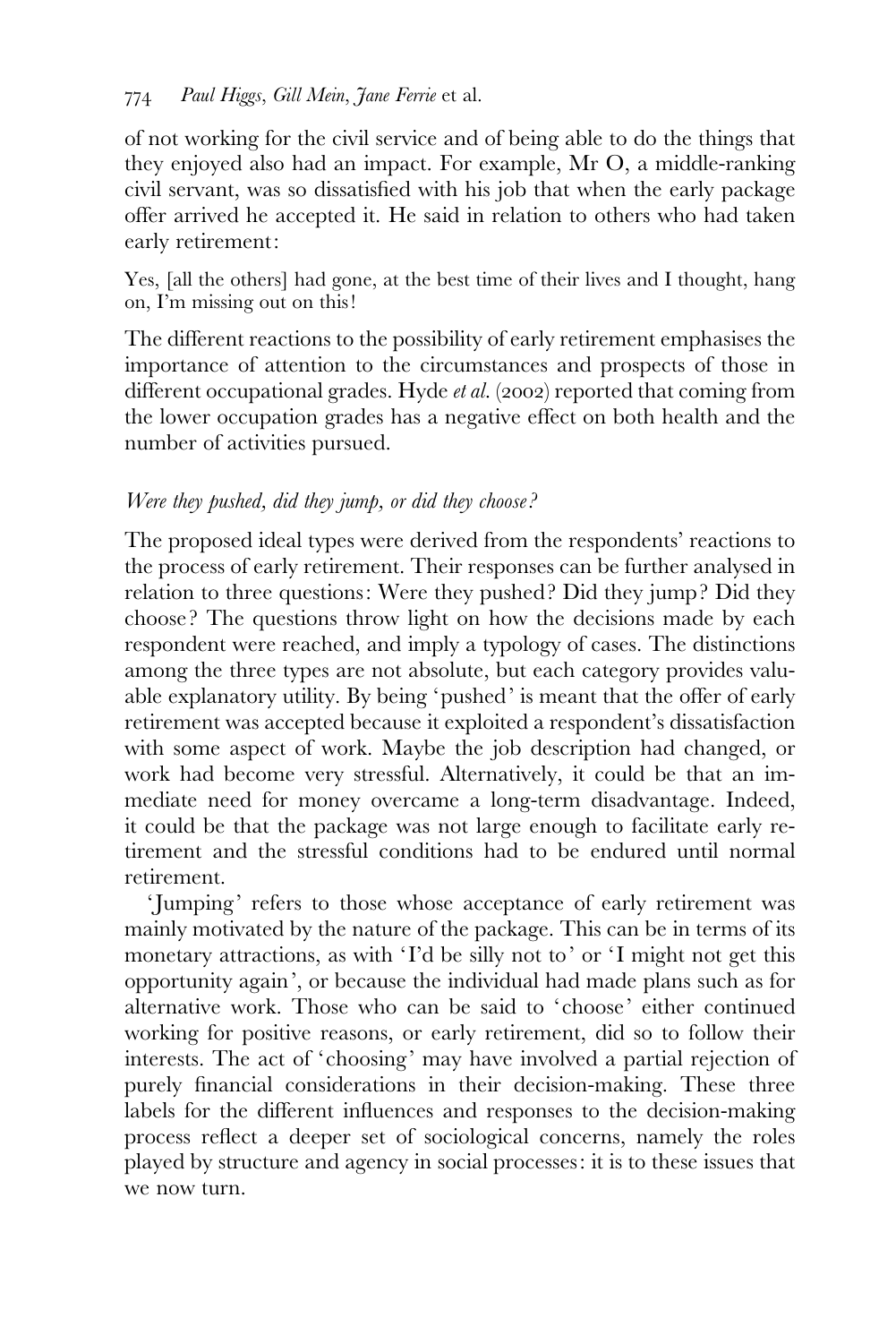of not working for the civil service and of being able to do the things that they enjoyed also had an impact. For example, Mr O, a middle-ranking civil servant, was so dissatisfied with his job that when the early package offer arrived he accepted it. He said in relation to others who had taken early retirement:

> Yes, [all the others] had gone, at the best time of their lives and I thought, hang on, I'm missing out on this!

The different reactions to the possibility of early retirement emphasises the importance of attention to the circumstances and prospects of those in different occupational grades. Hyde *et al.* (2002) reported that coming from the lower occupation grades has a negative effect on both health and the number of activities pursued.

### *Were they pushed, did they jump, or did they choose?*

The proposed ideal types were derived from the respondents' reactions to the process of early retirement. Their responses can be further analysed in relation to three questions: Were they pushed? Did they jump? Did they choose? The questions throw light on how the decisions made by each respondent were reached, and imply a typology of cases. The distinctions among the three types are not absolute, but each category provides valuable explanatory utility. By being 'pushed' is meant that the offer of early retirement was accepted because it exploited a respondent's dissatisfaction with some aspect of work. Maybe the job description had changed, or work had become very stressful. Alternatively, it could be that an immediate need for money overcame a long-term disadvantage. Indeed, it could be that the package was not large enough to facilitate early retirement and the stressful conditions had to be endured until normal retirement.

'Jumping' refers to those whose acceptance of early retirement was mainly motivated by the nature of the package. This can be in terms of its monetary attractions, as with 'I'd be silly not to' or 'I might not get this opportunity again', or because the individual had made plans such as for alternative work. Those who can be said to 'choose' either continued working for positive reasons, or early retirement, did so to follow their interests. The act of 'choosing' may have involved a partial rejection of purely financial considerations in their decision-making. These three labels for the different influences and responses to the decision-making process reflect a deeper set of sociological concerns, namely the roles played by structure and agency in social processes: it is to these issues that we now turn.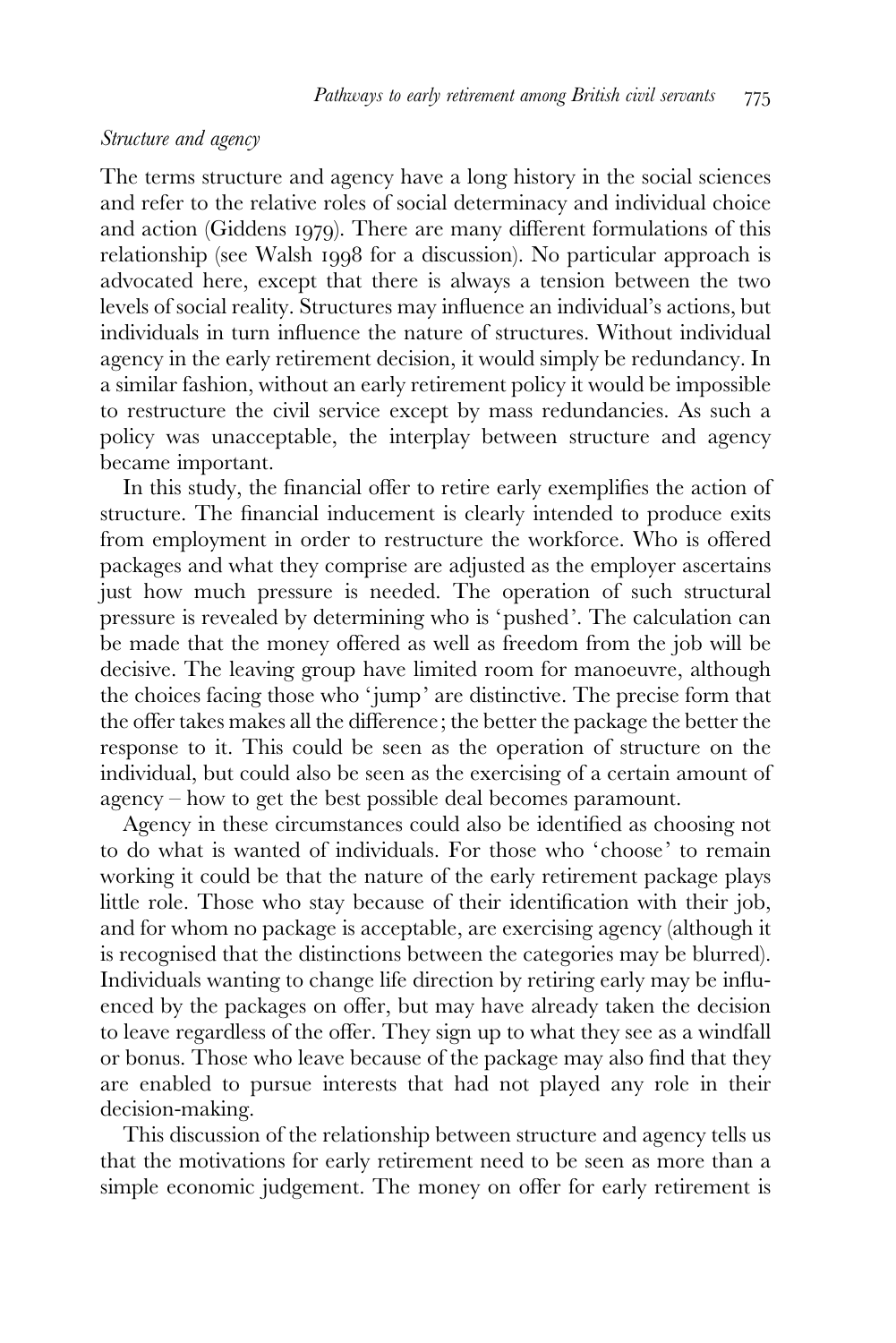### *Structure and agency*

The terms structure and agency have a long history in the social sciences and refer to the relative roles of social determinacy and individual choice and action (Giddens 1979). There are many different formulations of this relationship (see Walsh 1998 for a discussion). No particular approach is advocated here, except that there is always a tension between the two levels of social reality. Structures may influence an individual's actions, but individuals in turn influence the nature of structures. Without individual agency in the early retirement decision, it would simply be redundancy. In a similar fashion, without an early retirement policy it would be impossible to restructure the civil service except by mass redundancies. As such a policy was unacceptable, the interplay between structure and agency became important.

In this study, the financial offer to retire early exemplifies the action of structure. The financial inducement is clearly intended to produce exits from employment in order to restructure the workforce. Who is offered packages and what they comprise are adjusted as the employer ascertains just how much pressure is needed. The operation of such structural pressure is revealed by determining who is 'pushed'. The calculation can be made that the money offered as well as freedom from the job will be decisive. The leaving group have limited room for manoeuvre, although the choices facing those who 'jump' are distinctive. The precise form that the offer takes makes all the difference; the better the package the better the response to it. This could be seen as the operation of structure on the individual, but could also be seen as the exercising of a certain amount of agency – how to get the best possible deal becomes paramount.

Agency in these circumstances could also be identified as choosing not to do what is wanted of individuals. For those who 'choose' to remain working it could be that the nature of the early retirement package plays little role. Those who stay because of their identification with their job, and for whom no package is acceptable, are exercising agency (although it is recognised that the distinctions between the categories may be blurred). Individuals wanting to change life direction by retiring early may be influenced by the packages on offer, but may have already taken the decision to leave regardless of the offer. They sign up to what they see as a windfall or bonus. Those who leave because of the package may also find that they are enabled to pursue interests that had not played any role in their decision-making.

This discussion of the relationship between structure and agency tells us that the motivations for early retirement need to be seen as more than a simple economic judgement. The money on offer for early retirement is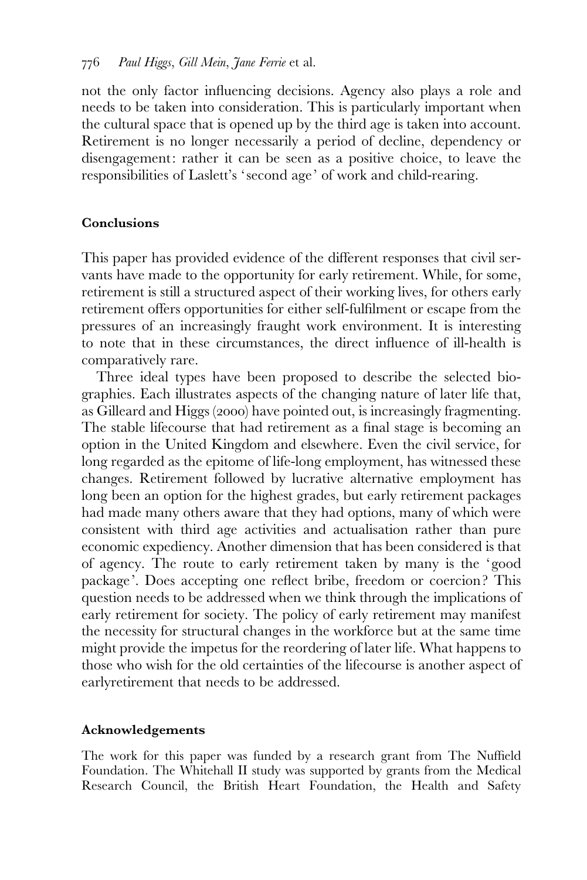not the only factor influencing decisions. Agency also plays a role and needs to be taken into consideration. This is particularly important when the cultural space that is opened up by the third age is taken into account. Retirement is no longer necessarily a period of decline, dependency or disengagement: rather it can be seen as a positive choice, to leave the responsibilities of Laslett's 'second age' of work and child-rearing.

## Conclusions

This paper has provided evidence of the different responses that civil servants have made to the opportunity for early retirement. While, for some, retirement is still a structured aspect of their working lives, for others early retirement offers opportunities for either self-fulfilment or escape from the pressures of an increasingly fraught work environment. It is interesting to note that in these circumstances, the direct influence of ill-health is comparatively rare.

Three ideal types have been proposed to describe the selected biographies. Each illustrates aspects of the changing nature of later life that, as Gilleard and Higgs (2000) have pointed out, is increasingly fragmenting. The stable lifecourse that had retirement as a final stage is becoming an option in the United Kingdom and elsewhere. Even the civil service, for long regarded as the epitome of life-long employment, has witnessed these changes. Retirement followed by lucrative alternative employment has long been an option for the highest grades, but early retirement packages had made many others aware that they had options, many of which were consistent with third age activities and actualisation rather than pure economic expediency. Another dimension that has been considered is that of agency. The route to early retirement taken by many is the 'good package'. Does accepting one reflect bribe, freedom or coercion? This question needs to be addressed when we think through the implications of early retirement for society. The policy of early retirement may manifest the necessity for structural changes in the workforce but at the same time might provide the impetus for the reordering of later life. What happens to those who wish for the old certainties of the lifecourse is another aspect of earlyretirement that needs to be addressed.

## Acknowledgements

The work for this paper was funded by a research grant from The Nuffield Foundation. The Whitehall II study was supported by grants from the Medical Research Council, the British Heart Foundation, the Health and Safety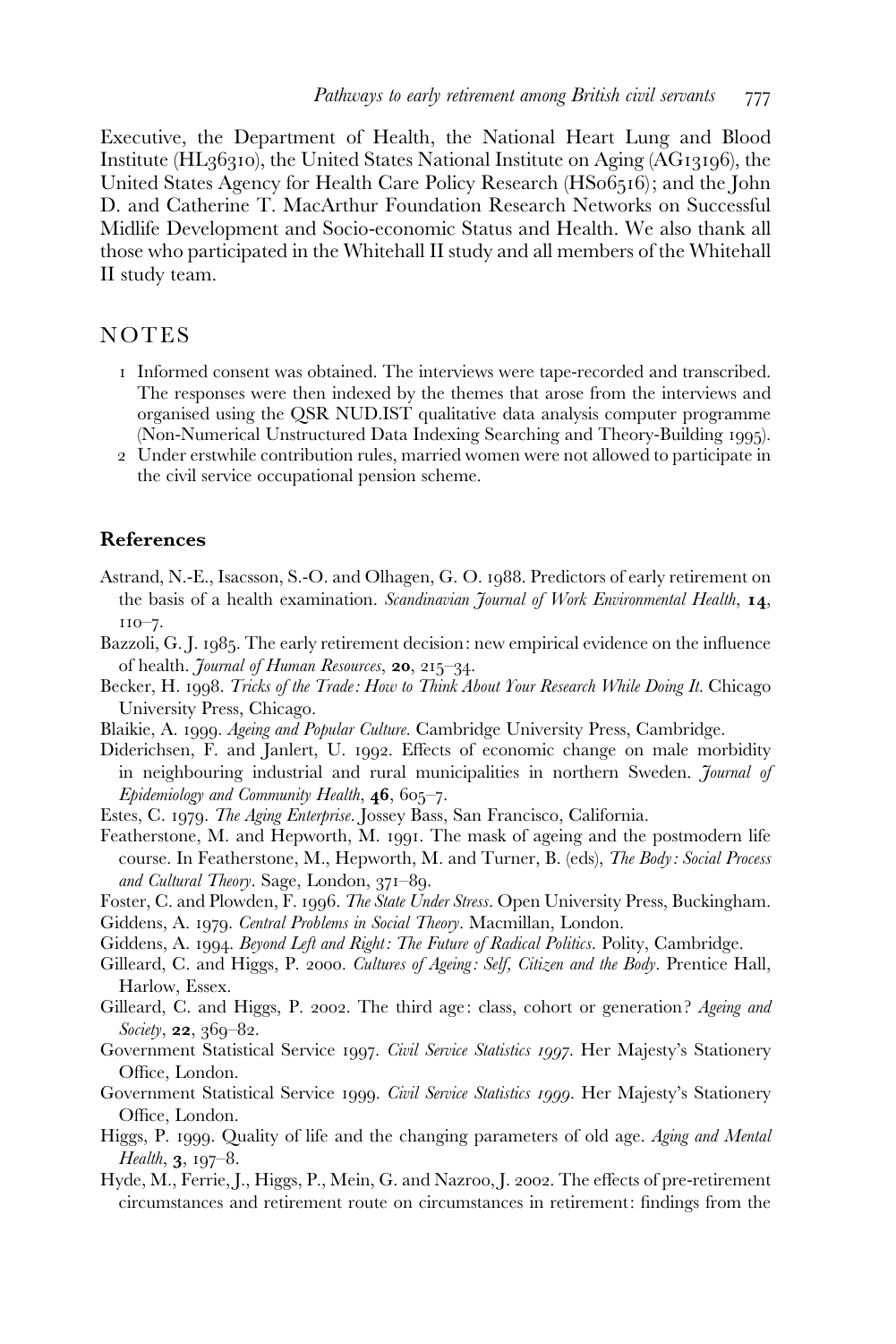Executive, the Department of Health, the National Heart Lung and Blood Institute (HL36310), the United States National Institute on Aging (AG13196), the United States Agency for Health Care Policy Research (HS06516); and the John D. and Catherine T. MacArthur Foundation Research Networks on Successful Midlife Development and Socio-economic Status and Health. We also thank all those who participated in the Whitehall II study and all members of the Whitehall II study team.

## NOTES

1 Informed consent was obtained. The interviews were tape-recorded and transcribed. The responses were then indexed by the themes that arose from the interviews and organised using the QSR NUD.IST qualitative data analysis computer programme (Non-Numerical Unstructured Data Indexing Searching and Theory-Building 1995).

2 Under erstwhile contribution rules, married women were not allowed to participate in the civil service occupational pension scheme.

### References

Astrand, N.-E., Isacsson, S.-O. and Olhagen, G. O. 1988. Predictors of early retirement on the basis of a health examination. *Scandinavian Journal of Work Environmental Health*, **14**, 110–7.

Bazzoli, G. J. 1985. The early retirement decision: new empirical evidence on the influence of health. *Journal of Human Resources*, **20**, 215–34.

Becker, H. 1998. *Tricks of the Trade: How to Think About Your Research While Doing It.* Chicago University Press, Chicago.

Blaikie, A. 1999. *Ageing and Popular Culture.* Cambridge University Press, Cambridge.

Diderichsen, F. and Janlert, U. 1992. Effects of economic change on male morbidity in neighbouring industrial and rural municipalities in northern Sweden. *Journal of Epidemiology and Community Health*, **46**, 605–7.

Estes, C. 1979. *The Aging Enterprise.* Jossey Bass, San Francisco, California.

Featherstone, M. and Hepworth, M. 1991. The mask of ageing and the postmodern life course. In Featherstone, M., Hepworth, M. and Turner, B. (eds), *The Body: Social Process and Cultural Theory*. Sage, London, 371–89.

Foster, C. and Plowden, F. 1996. *The State Under Stress.* Open University Press, Buckingham.

Giddens, A. 1979. *Central Problems in Social Theory.* Macmillan, London.

Giddens, A. 1994. *Beyond Left and Right: The Future of Radical Politics.* Polity, Cambridge.

Gilleard, C. and Higgs, P. 2000. *Cultures of Ageing: Self, Citizen and the Body.* Prentice Hall, Harlow, Essex.

Gilleard, C. and Higgs, P. 2002. The third age: class, cohort or generation? *Ageing and Society*, **22**, 369–82.

Government Statistical Service 1997. *Civil Service Statistics 1997.* Her Majesty's Stationery Office, London.

Government Statistical Service 1999. *Civil Service Statistics 1999.* Her Majesty's Stationery Office, London.

Higgs, P. 1999. Quality of life and the changing parameters of old age. *Aging and Mental Health*, **3**, 197–8.

Hyde, M., Ferrie, J., Higgs, P., Mein, G. and Nazroo, J. 2002. The effects of pre-retirement circumstances and retirement route on circumstances in retirement: findings from the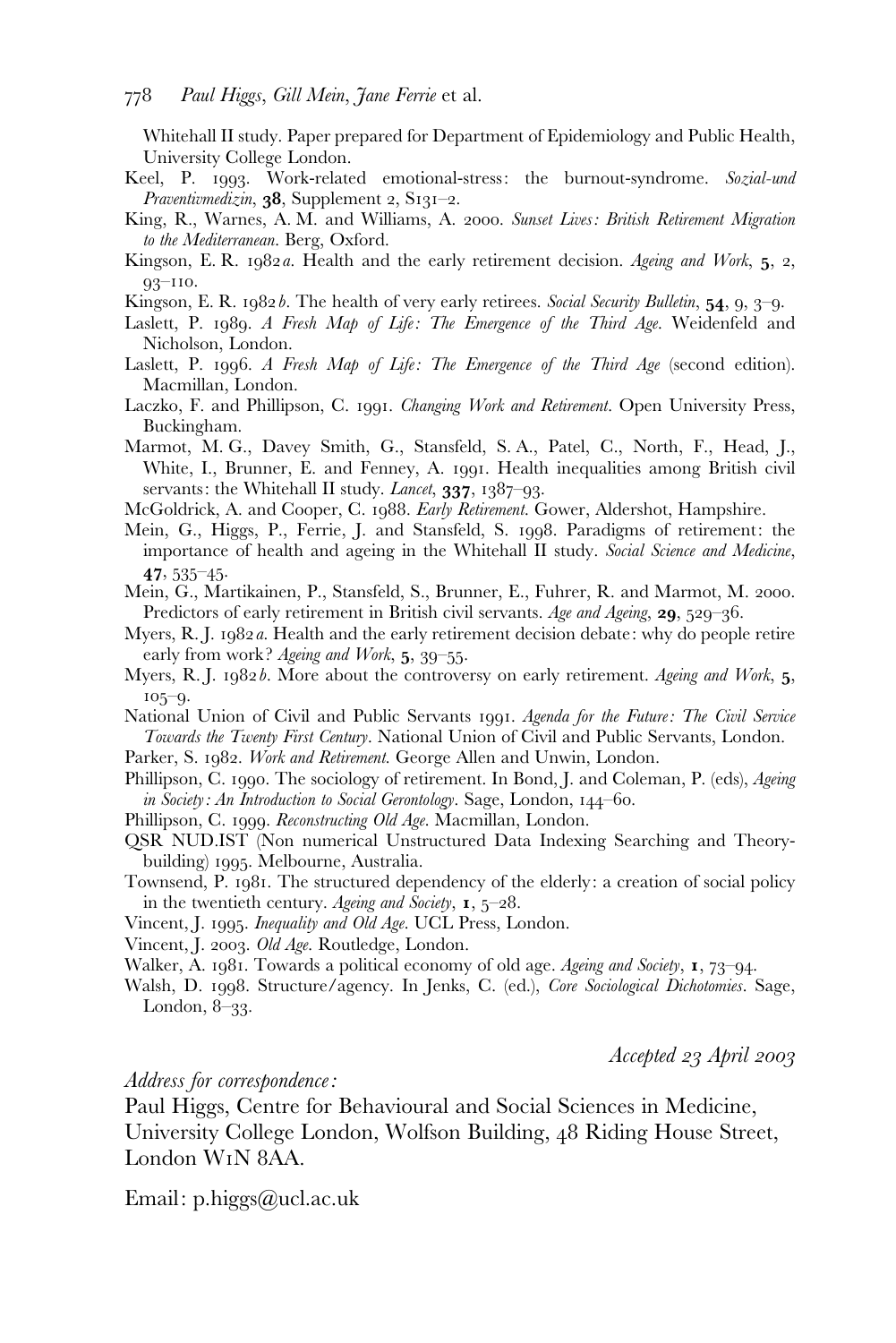Whitehall II study. Paper prepared for Department of Epidemiology and Public Health, University College London.

Keel, P. 1993. Work-related emotional-stress: the burnout-syndrome. *Sozial-und Praventivmedizin*, **38**, Supplement 2, S131–2.

King, R., Warnes, A. M. and Williams, A. 2000. *Sunset Lives: British Retirement Migration to the Mediterranean*. Berg, Oxford.

Kingson, E. R. 1982*a*. Health and the early retirement decision. *Ageing and Work*, **5**, 2, 93–110.

Kingson, E. R. 1982*b*. The health of very early retirees. *Social Security Bulletin*, **54**, 9, 3–9.

Laslett, P. 1989. *A Fresh Map of Life: The Emergence of the Third Age*. Weidenfeld and Nicholson, London.

Laslett, P. 1996. *A Fresh Map of Life: The Emergence of the Third Age* (second edition). Macmillan, London.

Laczko, F. and Phillipson, C. 1991. *Changing Work and Retirement*. Open University Press, Buckingham.

Marmot, M. G., Davey Smith, G., Stansfeld, S. A., Patel, C., North, F., Head, J., White, I., Brunner, E. and Fenney, A. 1991. Health inequalities among British civil servants: the Whitehall II study. *Lancet*, **337**, 1387–93.

McGoldrick, A. and Cooper, C. 1988. *Early Retirement*. Gower, Aldershot, Hampshire.

Mein, G., Higgs, P., Ferrie, J. and Stansfeld, S. 1998. Paradigms of retirement: the importance of health and ageing in the Whitehall II study. *Social Science and Medicine*, **47**, 535–45.

Mein, G., Martikainen, P., Stansfeld, S., Brunner, E., Fuhrer, R. and Marmot, M. 2000. Predictors of early retirement in British civil servants. *Age and Ageing*, **29**, 529–36.

Myers, R. J. 1982*a*. Health and the early retirement decision debate: why do people retire early from work? *Ageing and Work*, **5**, 39–55.

Myers, R. J. 1982*b*. More about the controversy on early retirement. *Ageing and Work*, **5**, 105–9.

National Union of Civil and Public Servants 1991. *Agenda for the Future: The Civil Service Towards the Twenty First Century*. National Union of Civil and Public Servants, London.

Parker, S. 1982. *Work and Retirement*. George Allen and Unwin, London.

Phillipson, C. 1990. The sociology of retirement. In Bond, J. and Coleman, P. (eds), *Ageing in Society: An Introduction to Social Gerontology*. Sage, London, 144–60.

Phillipson, C. 1999. *Reconstructing Old Age*. Macmillan, London.

QSR NUD.IST (Non numerical Unstructured Data Indexing Searching and Theory-building) 1995. Melbourne, Australia.

Townsend, P. 1981. The structured dependency of the elderly: a creation of social policy in the twentieth century. *Ageing and Society*, **1**, 5–28.

Vincent, J. 1995. *Inequality and Old Age*. UCL Press, London.

Vincent, J. 2003. *Old Age*. Routledge, London.

Walker, A. 1981. Towards a political economy of old age. *Ageing and Society*, **1**, 73–94.

Walsh, D. 1998. Structure/agency. In Jenks, C. (ed.), *Core Sociological Dichotomies*. Sage, London, 8–33.

*Accepted 23 April 2003*

*Address for correspondence:*

Paul Higgs, Centre for Behavioural and Social Sciences in Medicine, University College London, Wolfson Building, 48 Riding House Street, London W1N 8AA.

Email: p.higgs@ucl.ac.uk